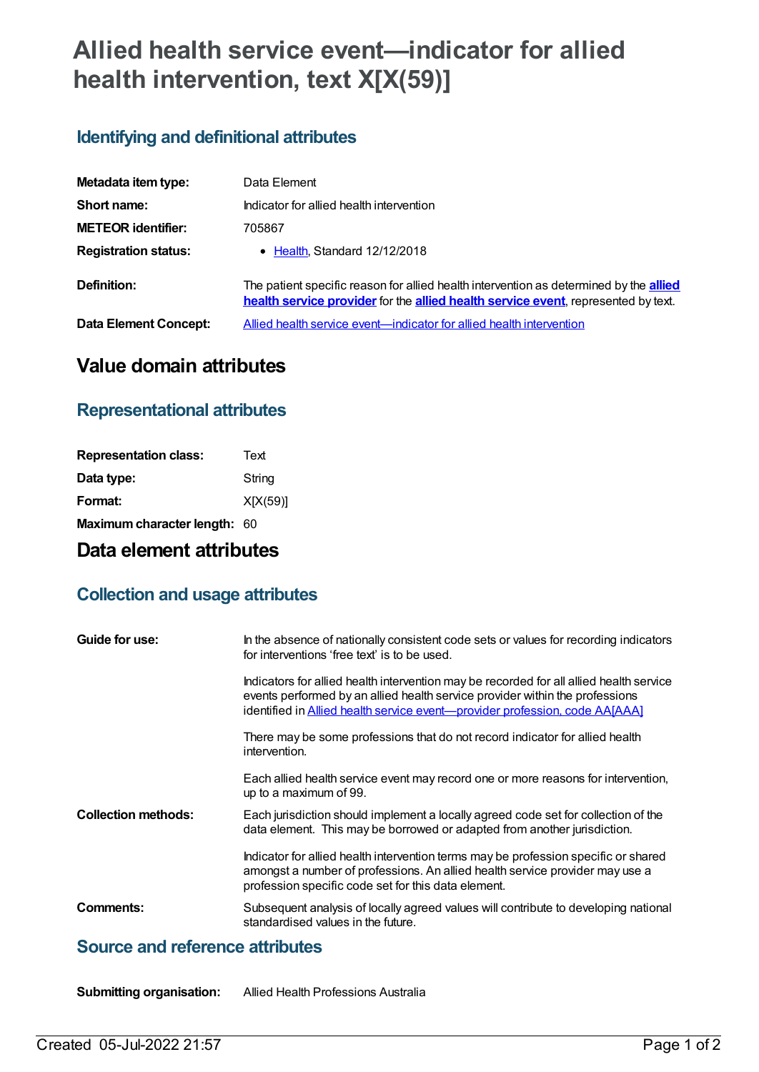# Allied health service event—indicator for allied health intervention, text X[X(59)]

## Identifying and definitional attributes

| | |
|---|---|
| **Metadata item type:** | Data Element |
| **Short name:** | Indicator for allied health intervention |
| **METEOR identifier:** | 705867 |
| **Registration status:** | • Health, Standard 12/12/2018 |
| **Definition:** | The patient specific reason for allied health intervention as determined by the **allied health service provider** for the **allied health service event**, represented by text. |
| **Data Element Concept:** | Allied health service event—indicator for allied health intervention |

# Value domain attributes

## Representational attributes

| | |
|---|---|
| **Representation class:** | Text |
| **Data type:** | String |
| **Format:** | X[X(59)] |
| **Maximum character length:** | 60 |

# Data element attributes

## Collection and usage attributes

**Guide for use:**

In the absence of nationally consistent code sets or values for recording indicators for interventions 'free text' is to be used.

Indicators for allied health intervention may be recorded for all allied health service events performed by an allied health service provider within the professions identified in Allied health service event—provider profession, code AA[AAA]

There may be some professions that do not record indicator for allied health intervention.

Each allied health service event may record one or more reasons for intervention, up to a maximum of 99.

**Collection methods:**

Each jurisdiction should implement a locally agreed code set for collection of the data element. This may be borrowed or adapted from another jurisdiction.

Indicator for allied health intervention terms may be profession specific or shared amongst a number of professions. An allied health service provider may use a profession specific code set for this data element.

**Comments:**

Subsequent analysis of locally agreed values will contribute to developing national standardised values in the future.

## Source and reference attributes

**Submitting organisation:** Allied Health Professions Australia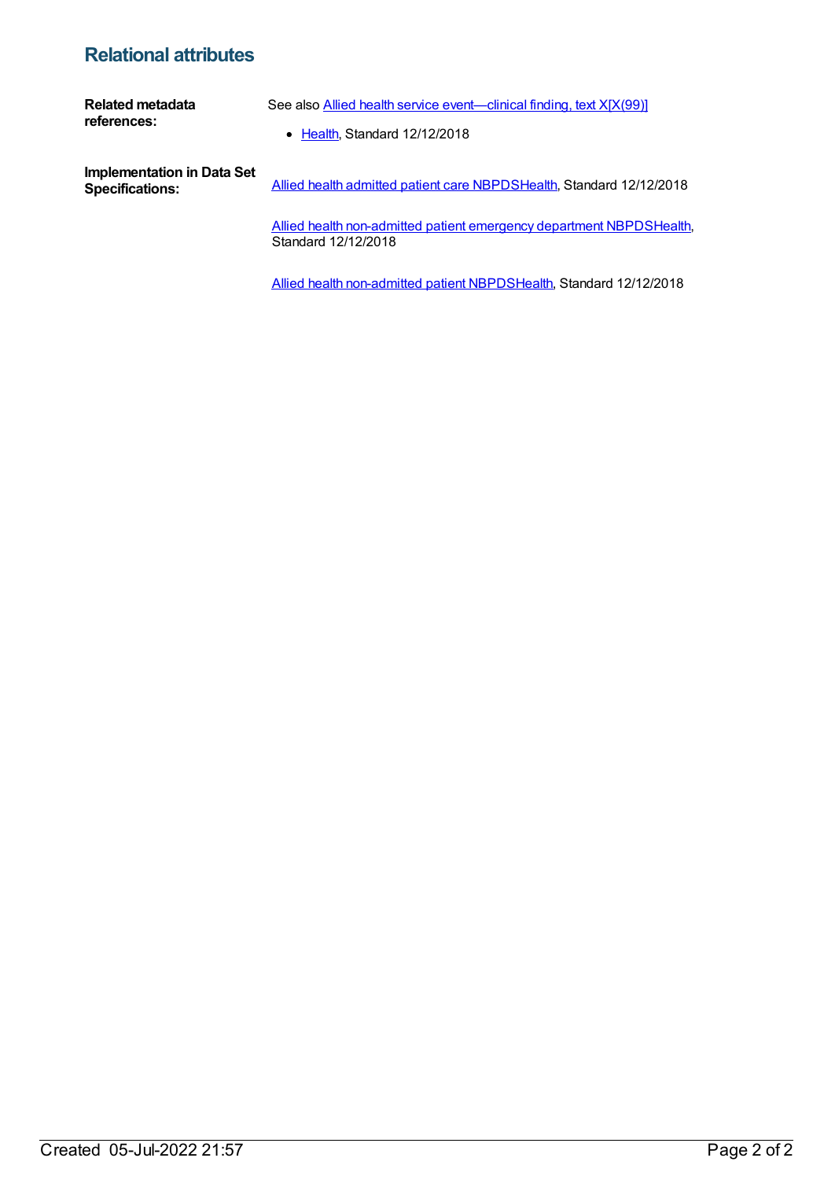## Relational attributes

**Related metadata references:**

See also Allied health service event—clinical finding, text X[X(99)]

- Health, Standard 12/12/2018

**Implementation in Data Set Specifications:**

Allied health admitted patient care NBPDSHealth, Standard 12/12/2018

Allied health non-admitted patient emergency department NBPDSHealth, Standard 12/12/2018

Allied health non-admitted patient NBPDSHealth, Standard 12/12/2018